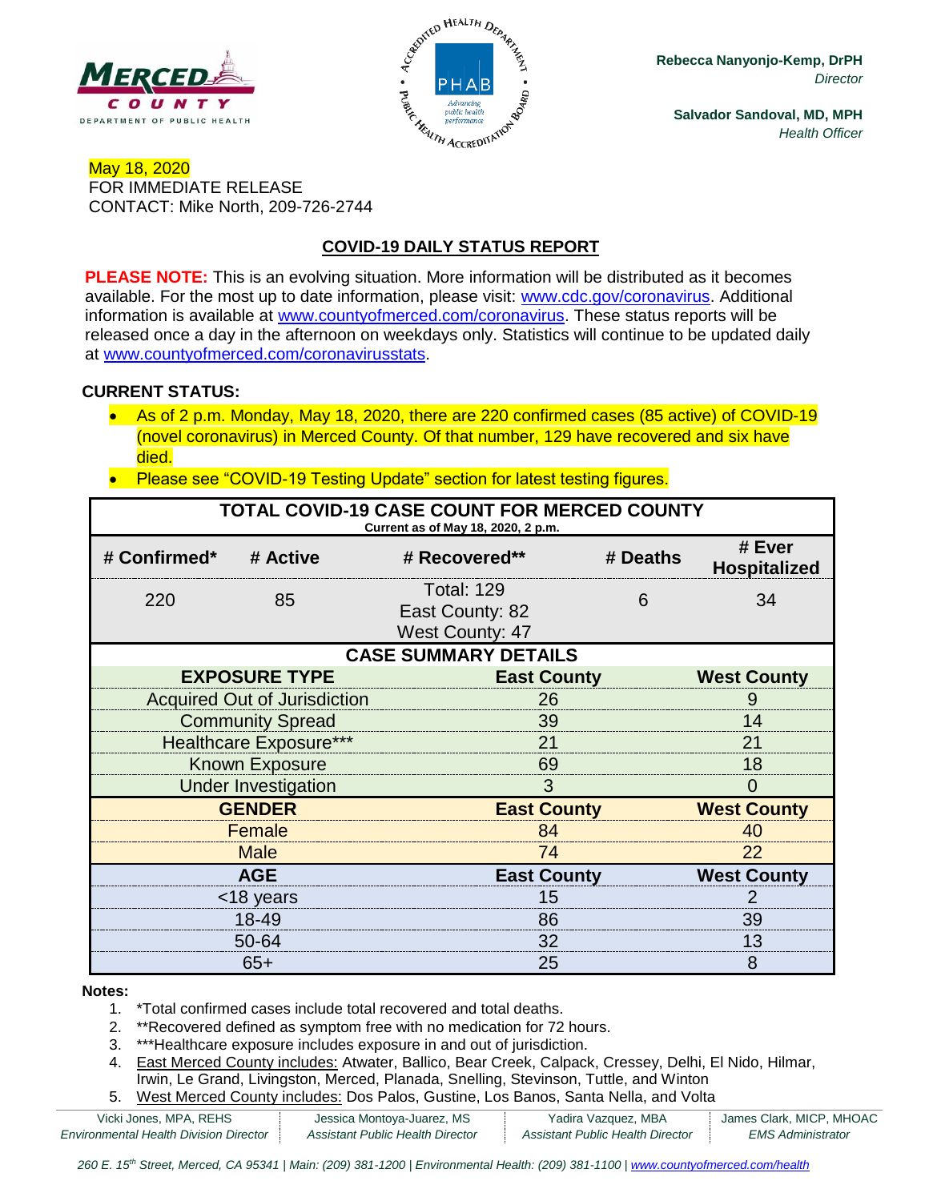**Rebecca Nanyonjo-Kemp, DrPH**
*Director*

**Salvador Sandoval, MD, MPH**
*Health Officer*

May 18, 2020
FOR IMMEDIATE RELEASE
CONTACT: Mike North, 209-726-2744

## COVID-19 DAILY STATUS REPORT

**PLEASE NOTE:** This is an evolving situation. More information will be distributed as it becomes available. For the most up to date information, please visit: www.cdc.gov/coronavirus. Additional information is available at www.countyofmerced.com/coronavirus. These status reports will be released once a day in the afternoon on weekdays only. Statistics will continue to be updated daily at www.countyofmerced.com/coronavirusstats.

### CURRENT STATUS:

- As of 2 p.m. Monday, May 18, 2020, there are 220 confirmed cases (85 active) of COVID-19 (novel coronavirus) in Merced County. Of that number, 129 have recovered and six have died.
- Please see "COVID-19 Testing Update" section for latest testing figures.

**TOTAL COVID-19 CASE COUNT FOR MERCED COUNTY**
Current as of May 18, 2020, 2 p.m.

| # Confirmed* | # Active | # Recovered** | # Deaths | # Ever Hospitalized |
|---|---|---|---|---|
| 220 | 85 | Total: 129<br>East County: 82<br>West County: 47 | 6 | 34 |

**CASE SUMMARY DETAILS**

| EXPOSURE TYPE | East County | West County |
|---|---|---|
| Acquired Out of Jurisdiction | 26 | 9 |
| Community Spread | 39 | 14 |
| Healthcare Exposure*** | 21 | 21 |
| Known Exposure | 69 | 18 |
| Under Investigation | 3 | 0 |
| **GENDER** | **East County** | **West County** |
| Female | 84 | 40 |
| Male | 74 | 22 |
| **AGE** | **East County** | **West County** |
| <18 years | 15 | 2 |
| 18-49 | 86 | 39 |
| 50-64 | 32 | 13 |
| 65+ | 25 | 8 |

**Notes:**

1. *Total confirmed cases include total recovered and total deaths.
2. **Recovered defined as symptom free with no medication for 72 hours.
3. ***Healthcare exposure includes exposure in and out of jurisdiction.
4. East Merced County includes: Atwater, Ballico, Bear Creek, Calpack, Cressey, Delhi, El Nido, Hilmar, Irwin, Le Grand, Livingston, Merced, Planada, Snelling, Stevinson, Tuttle, and Winton
5. West Merced County includes: Dos Palos, Gustine, Los Banos, Santa Nella, and Volta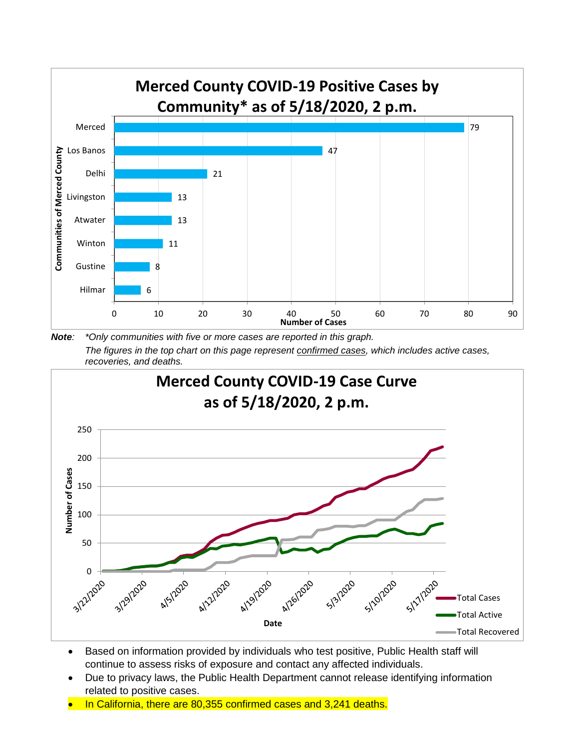## Merced County COVID-19 Positive Cases by Community* as of 5/18/2020, 2 p.m.

| Communities of Merced County | Number of Cases |
|---|---|
| Merced | 79 |
| Los Banos | 47 |
| Delhi | 21 |
| Livingston | 13 |
| Atwater | 13 |
| Winton | 11 |
| Gustine | 8 |
| Hilmar | 6 |

***Note***: *\*Only communities with five or more cases are reported in this graph.*

*The figures in the top chart on this page represent confirmed cases, which includes active cases, recoveries, and deaths.*

## Merced County COVID-19 Case Curve as of 5/18/2020, 2 p.m.

Number of Cases (0–250) by Date (3/22/2020 – 5/17/2020)

Legend: Total Cases, Total Active, Total Recovered

- Based on information provided by individuals who test positive, Public Health staff will continue to assess risks of exposure and contact any affected individuals.
- Due to privacy laws, the Public Health Department cannot release identifying information related to positive cases.
- In California, there are 80,355 confirmed cases and 3,241 deaths.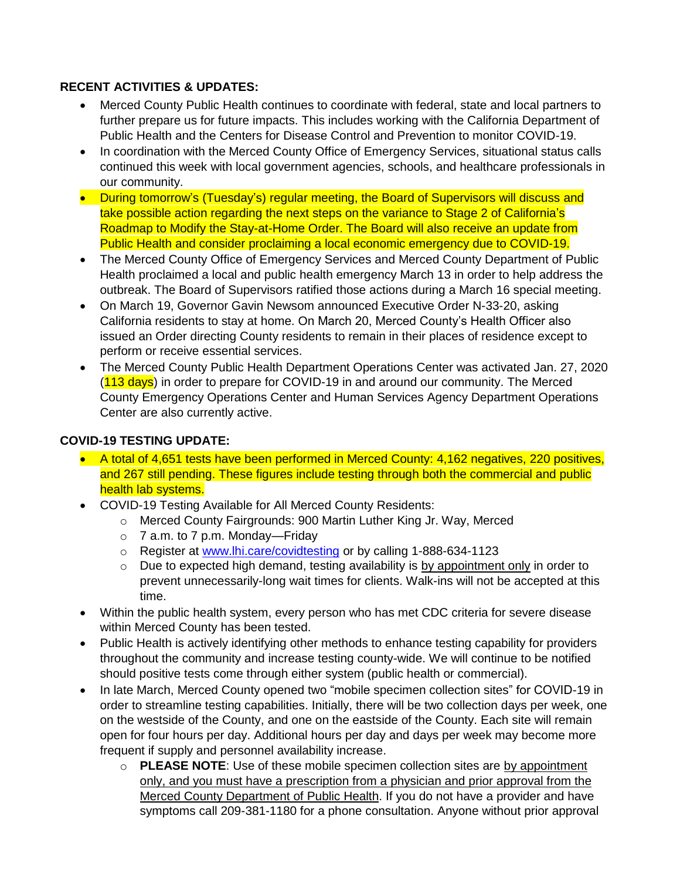**RECENT ACTIVITIES & UPDATES:**

- Merced County Public Health continues to coordinate with federal, state and local partners to further prepare us for future impacts. This includes working with the California Department of Public Health and the Centers for Disease Control and Prevention to monitor COVID-19.
- In coordination with the Merced County Office of Emergency Services, situational status calls continued this week with local government agencies, schools, and healthcare professionals in our community.
- During tomorrow's (Tuesday's) regular meeting, the Board of Supervisors will discuss and take possible action regarding the next steps on the variance to Stage 2 of California's Roadmap to Modify the Stay-at-Home Order. The Board will also receive an update from Public Health and consider proclaiming a local economic emergency due to COVID-19.
- The Merced County Office of Emergency Services and Merced County Department of Public Health proclaimed a local and public health emergency March 13 in order to help address the outbreak. The Board of Supervisors ratified those actions during a March 16 special meeting.
- On March 19, Governor Gavin Newsom announced Executive Order N-33-20, asking California residents to stay at home. On March 20, Merced County's Health Officer also issued an Order directing County residents to remain in their places of residence except to perform or receive essential services.
- The Merced County Public Health Department Operations Center was activated Jan. 27, 2020 (113 days) in order to prepare for COVID-19 in and around our community. The Merced County Emergency Operations Center and Human Services Agency Department Operations Center are also currently active.

**COVID-19 TESTING UPDATE:**

- A total of 4,651 tests have been performed in Merced County: 4,162 negatives, 220 positives, and 267 still pending. These figures include testing through both the commercial and public health lab systems.
- COVID-19 Testing Available for All Merced County Residents:
  - Merced County Fairgrounds: 900 Martin Luther King Jr. Way, Merced
  - 7 a.m. to 7 p.m. Monday—Friday
  - Register at [www.lhi.care/covidtesting](www.lhi.care/covidtesting) or by calling 1-888-634-1123
  - Due to expected high demand, testing availability is by appointment only in order to prevent unnecessarily-long wait times for clients. Walk-ins will not be accepted at this time.
- Within the public health system, every person who has met CDC criteria for severe disease within Merced County has been tested.
- Public Health is actively identifying other methods to enhance testing capability for providers throughout the community and increase testing county-wide. We will continue to be notified should positive tests come through either system (public health or commercial).
- In late March, Merced County opened two "mobile specimen collection sites" for COVID-19 in order to streamline testing capabilities. Initially, there will be two collection days per week, one on the westside of the County, and one on the eastside of the County. Each site will remain open for four hours per day. Additional hours per day and days per week may become more frequent if supply and personnel availability increase.
  - **PLEASE NOTE**: Use of these mobile specimen collection sites are by appointment only, and you must have a prescription from a physician and prior approval from the Merced County Department of Public Health. If you do not have a provider and have symptoms call 209-381-1180 for a phone consultation. Anyone without prior approval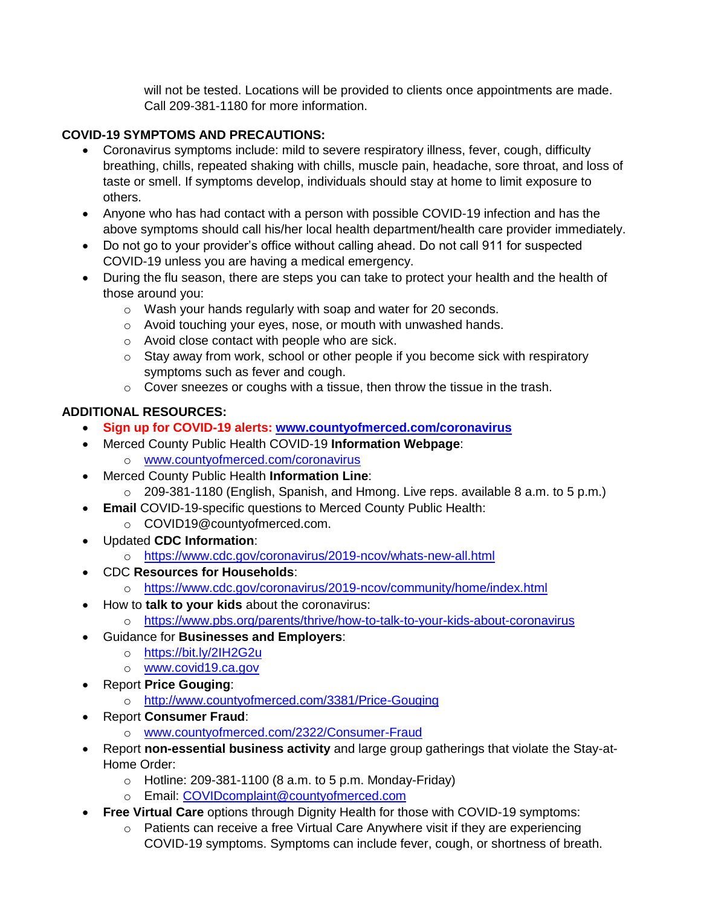will not be tested. Locations will be provided to clients once appointments are made. Call 209-381-1180 for more information.

**COVID-19 SYMPTOMS AND PRECAUTIONS:**

- Coronavirus symptoms include: mild to severe respiratory illness, fever, cough, difficulty breathing, chills, repeated shaking with chills, muscle pain, headache, sore throat, and loss of taste or smell. If symptoms develop, individuals should stay at home to limit exposure to others.
- Anyone who has had contact with a person with possible COVID-19 infection and has the above symptoms should call his/her local health department/health care provider immediately.
- Do not go to your provider's office without calling ahead. Do not call 911 for suspected COVID-19 unless you are having a medical emergency.
- During the flu season, there are steps you can take to protect your health and the health of those around you:
  - Wash your hands regularly with soap and water for 20 seconds.
  - Avoid touching your eyes, nose, or mouth with unwashed hands.
  - Avoid close contact with people who are sick.
  - Stay away from work, school or other people if you become sick with respiratory symptoms such as fever and cough.
  - Cover sneezes or coughs with a tissue, then throw the tissue in the trash.

**ADDITIONAL RESOURCES:**

- **Sign up for COVID-19 alerts: www.countyofmerced.com/coronavirus**
- Merced County Public Health COVID-19 **Information Webpage**:
  - www.countyofmerced.com/coronavirus
- Merced County Public Health **Information Line**:
  - 209-381-1180 (English, Spanish, and Hmong. Live reps. available 8 a.m. to 5 p.m.)
- **Email** COVID-19-specific questions to Merced County Public Health:
  - COVID19@countyofmerced.com.
- Updated **CDC Information**:
  - https://www.cdc.gov/coronavirus/2019-ncov/whats-new-all.html
- CDC **Resources for Households**:
  - https://www.cdc.gov/coronavirus/2019-ncov/community/home/index.html
- How to **talk to your kids** about the coronavirus:
  - https://www.pbs.org/parents/thrive/how-to-talk-to-your-kids-about-coronavirus
- Guidance for **Businesses and Employers**:
  - https://bit.ly/2IH2G2u
  - www.covid19.ca.gov
- Report **Price Gouging**:
  - http://www.countyofmerced.com/3381/Price-Gouging
- Report **Consumer Fraud**:
  - www.countyofmerced.com/2322/Consumer-Fraud
- Report **non-essential business activity** and large group gatherings that violate the Stay-at-Home Order:
  - Hotline: 209-381-1100 (8 a.m. to 5 p.m. Monday-Friday)
  - Email: COVIDcomplaint@countyofmerced.com
- **Free Virtual Care** options through Dignity Health for those with COVID-19 symptoms:
  - Patients can receive a free Virtual Care Anywhere visit if they are experiencing COVID-19 symptoms. Symptoms can include fever, cough, or shortness of breath.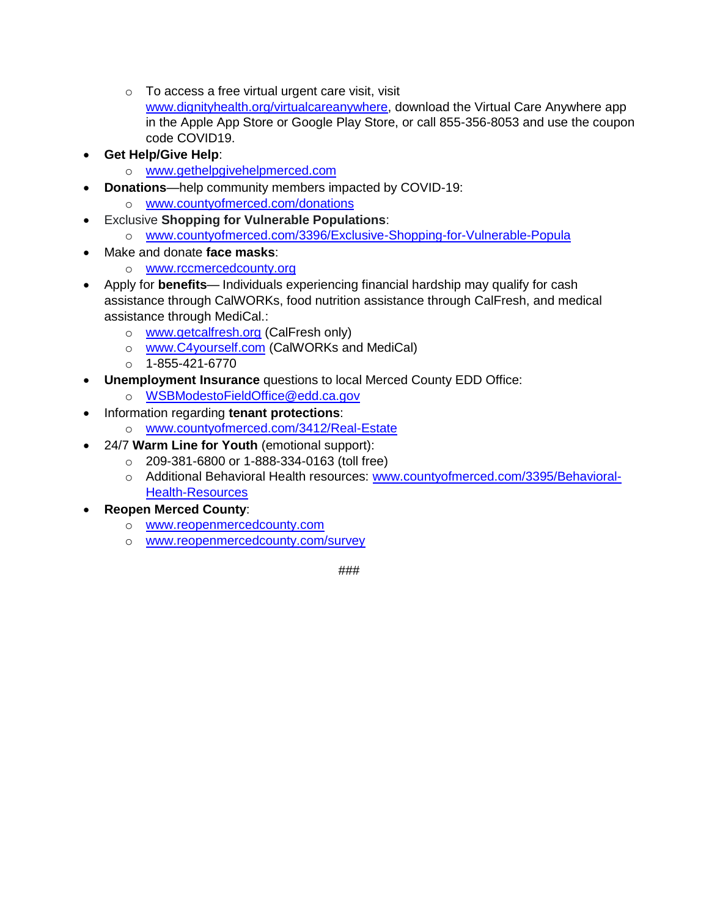- To access a free virtual urgent care visit, visit www.dignityhealth.org/virtualcareanywhere, download the Virtual Care Anywhere app in the Apple App Store or Google Play Store, or call 855-356-8053 and use the coupon code COVID19.
- **Get Help/Give Help**:
    - www.gethelpgivehelpmerced.com
- **Donations**—help community members impacted by COVID-19:
    - www.countyofmerced.com/donations
- Exclusive **Shopping for Vulnerable Populations**:
    - www.countyofmerced.com/3396/Exclusive-Shopping-for-Vulnerable-Popula
- Make and donate **face masks**:
    - www.rccmercedcounty.org
- Apply for **benefits**— Individuals experiencing financial hardship may qualify for cash assistance through CalWORKs, food nutrition assistance through CalFresh, and medical assistance through MediCal.:
    - www.getcalfresh.org (CalFresh only)
    - www.C4yourself.com (CalWORKs and MediCal)
    - 1-855-421-6770
- **Unemployment Insurance** questions to local Merced County EDD Office:
    - WSBModestoFieldOffice@edd.ca.gov
- Information regarding **tenant protections**:
    - www.countyofmerced.com/3412/Real-Estate
- 24/7 **Warm Line for Youth** (emotional support):
    - 209-381-6800 or 1-888-334-0163 (toll free)
    - Additional Behavioral Health resources: www.countyofmerced.com/3395/Behavioral-Health-Resources
- **Reopen Merced County**:
    - www.reopenmercedcounty.com
    - www.reopenmercedcounty.com/survey

###